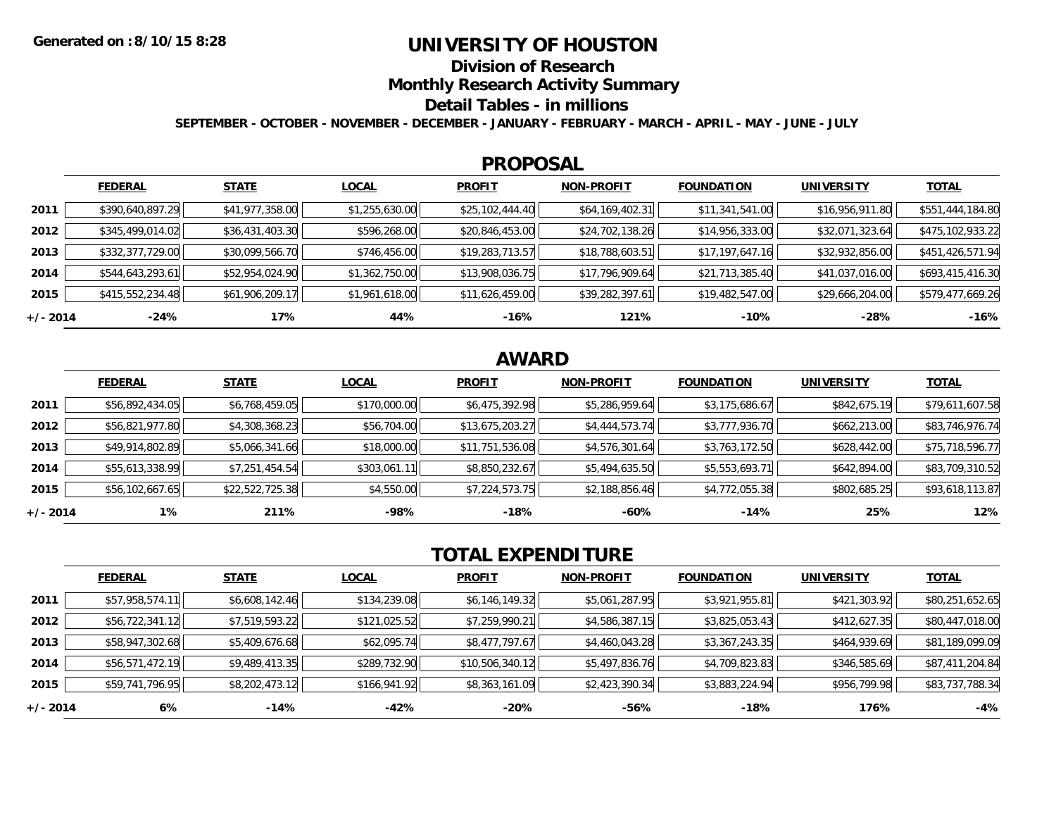Generated on :8/10/15 8:28

# UNIVERSITY OF HOUSTON

## Division of Research

## Monthly Research Activity Summary

## Detail Tables - in millions

**SEPTEMBER - OCTOBER - NOVEMBER - DECEMBER - JANUARY - FEBRUARY - MARCH - APRIL - MAY - JUNE - JULY**

### PROPOSAL

| | FEDERAL | STATE | LOCAL | PROFIT | NON-PROFIT | FOUNDATION | UNIVERSITY | TOTAL |
|---|---|---|---|---|---|---|---|---|
| 2011 | $390,640,897.29 | $41,977,358.00 | $1,255,630.00 | $25,102,444.40 | $64,169,402.31 | $11,341,541.00 | $16,956,911.80 | $551,444,184.80 |
| 2012 | $345,499,014.02 | $36,431,403.30 | $596,268.00 | $20,846,453.00 | $24,702,138.26 | $14,956,333.00 | $32,071,323.64 | $475,102,933.22 |
| 2013 | $332,377,729.00 | $30,099,566.70 | $746,456.00 | $19,283,713.57 | $18,788,603.51 | $17,197,647.16 | $32,932,856.00 | $451,426,571.94 |
| 2014 | $544,643,293.61 | $52,954,024.90 | $1,362,750.00 | $13,908,036.75 | $17,796,909.64 | $21,713,385.40 | $41,037,016.00 | $693,415,416.30 |
| 2015 | $415,552,234.48 | $61,906,209.17 | $1,961,618.00 | $11,626,459.00 | $39,282,397.61 | $19,482,547.00 | $29,666,204.00 | $579,477,669.26 |
| +/- 2014 | -24% | 17% | 44% | -16% | 121% | -10% | -28% | -16% |

### AWARD

| | FEDERAL | STATE | LOCAL | PROFIT | NON-PROFIT | FOUNDATION | UNIVERSITY | TOTAL |
|---|---|---|---|---|---|---|---|---|
| 2011 | $56,892,434.05 | $6,768,459.05 | $170,000.00 | $6,475,392.98 | $5,286,959.64 | $3,175,686.67 | $842,675.19 | $79,611,607.58 |
| 2012 | $56,821,977.80 | $4,308,368.23 | $56,704.00 | $13,675,203.27 | $4,444,573.74 | $3,777,936.70 | $662,213.00 | $83,746,976.74 |
| 2013 | $49,914,802.89 | $5,066,341.66 | $18,000.00 | $11,751,536.08 | $4,576,301.64 | $3,763,172.50 | $628,442.00 | $75,718,596.77 |
| 2014 | $55,613,338.99 | $7,251,454.54 | $303,061.11 | $8,850,232.67 | $5,494,635.50 | $5,553,693.71 | $642,894.00 | $83,709,310.52 |
| 2015 | $56,102,667.65 | $22,522,725.38 | $4,550.00 | $7,224,573.75 | $2,188,856.46 | $4,772,055.38 | $802,685.25 | $93,618,113.87 |
| +/- 2014 | 1% | 211% | -98% | -18% | -60% | -14% | 25% | 12% |

### TOTAL EXPENDITURE

| | FEDERAL | STATE | LOCAL | PROFIT | NON-PROFIT | FOUNDATION | UNIVERSITY | TOTAL |
|---|---|---|---|---|---|---|---|---|
| 2011 | $57,958,574.11 | $6,608,142.46 | $134,239.08 | $6,146,149.32 | $5,061,287.95 | $3,921,955.81 | $421,303.92 | $80,251,652.65 |
| 2012 | $56,722,341.12 | $7,519,593.22 | $121,025.52 | $7,259,990.21 | $4,586,387.15 | $3,825,053.43 | $412,627.35 | $80,447,018.00 |
| 2013 | $58,947,302.68 | $5,409,676.68 | $62,095.74 | $8,477,797.67 | $4,460,043.28 | $3,367,243.35 | $464,939.69 | $81,189,099.09 |
| 2014 | $56,571,472.19 | $9,489,413.35 | $289,732.90 | $10,506,340.12 | $5,497,836.76 | $4,709,823.83 | $346,585.69 | $87,411,204.84 |
| 2015 | $59,741,796.95 | $8,202,473.12 | $166,941.92 | $8,363,161.09 | $2,423,390.34 | $3,883,224.94 | $956,799.98 | $83,737,788.34 |
| +/- 2014 | 6% | -14% | -42% | -20% | -56% | -18% | 176% | -4% |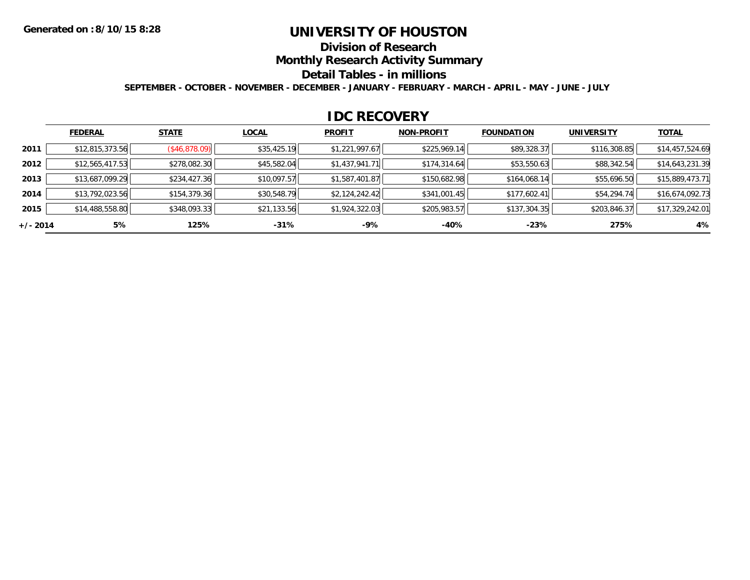Generated on :8/10/15 8:28

# UNIVERSITY OF HOUSTON

## Division of Research

## Monthly Research Activity Summary

## Detail Tables - in millions

**SEPTEMBER - OCTOBER - NOVEMBER - DECEMBER - JANUARY - FEBRUARY - MARCH - APRIL - MAY - JUNE - JULY**

## IDC RECOVERY

| | FEDERAL | STATE | LOCAL | PROFIT | NON-PROFIT | FOUNDATION | UNIVERSITY | TOTAL |
|---|---|---|---|---|---|---|---|---|
| 2011 | $12,815,373.56 | ($46,878.09) | $35,425.19 | $1,221,997.67 | $225,969.14 | $89,328.37 | $116,308.85 | $14,457,524.69 |
| 2012 | $12,565,417.53 | $278,082.30 | $45,582.04 | $1,437,941.71 | $174,314.64 | $53,550.63 | $88,342.54 | $14,643,231.39 |
| 2013 | $13,687,099.29 | $234,427.36 | $10,097.57 | $1,587,401.87 | $150,682.98 | $164,068.14 | $55,696.50 | $15,889,473.71 |
| 2014 | $13,792,023.56 | $154,379.36 | $30,548.79 | $2,124,242.42 | $341,001.45 | $177,602.41 | $54,294.74 | $16,674,092.73 |
| 2015 | $14,488,558.80 | $348,093.33 | $21,133.56 | $1,924,322.03 | $205,983.57 | $137,304.35 | $203,846.37 | $17,329,242.01 |
| +/- 2014 | 5% | 125% | -31% | -9% | -40% | -23% | 275% | 4% |